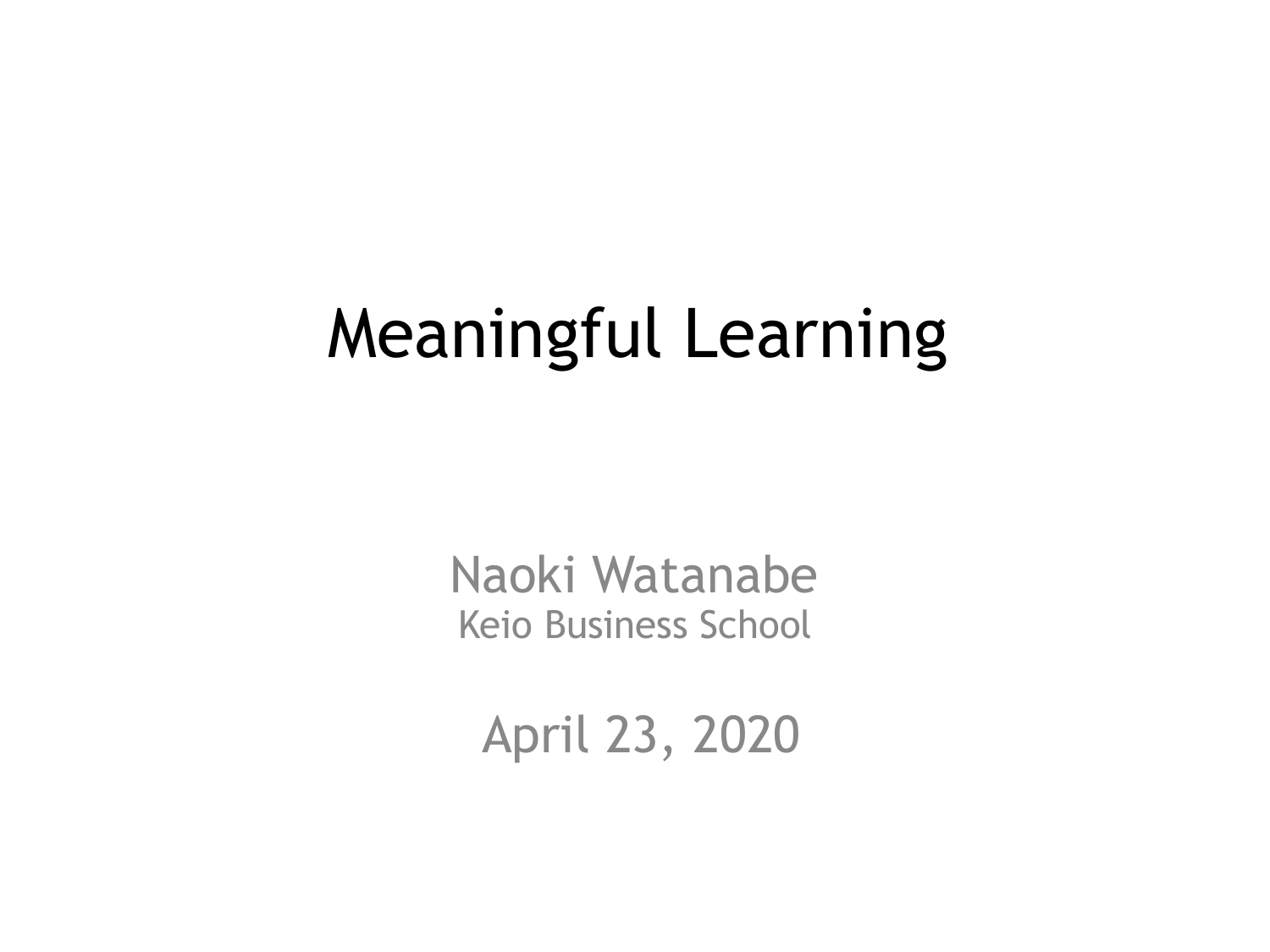# Meaningful Learning

Naoki Watanabe

Keio Business School

April 23, 2020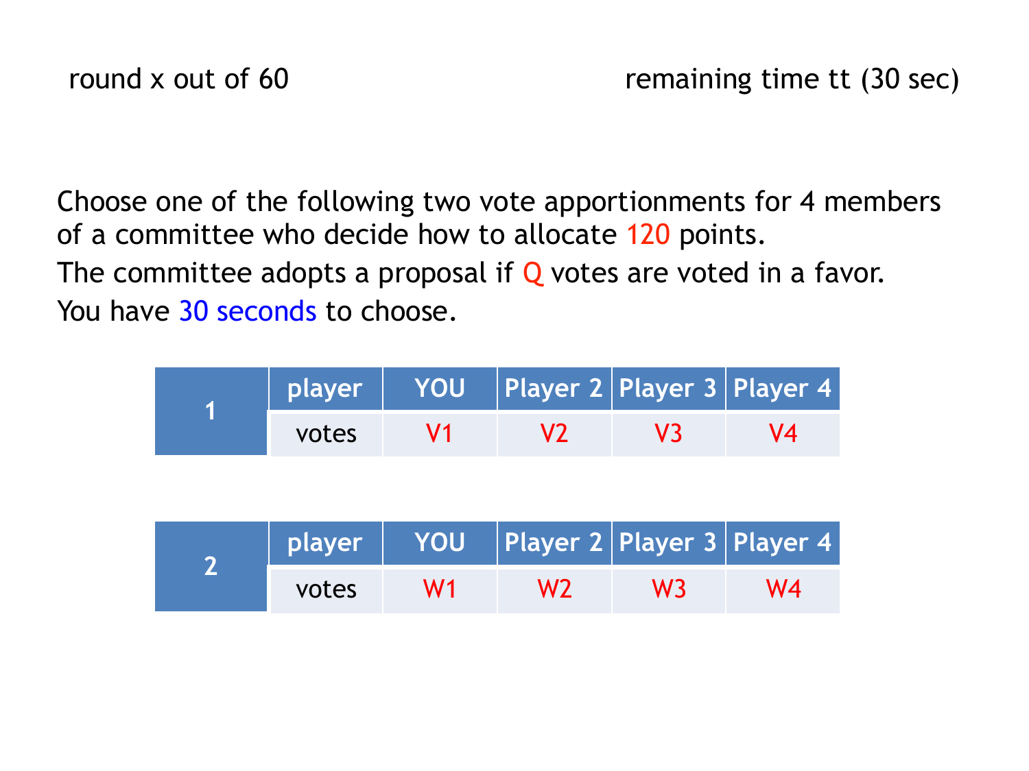round x out of 60 remaining time tt (30 sec)

Choose one of the following two vote apportionments for 4 members of a committee who decide how to allocate 120 points.

The committee adopts a proposal if Q votes are voted in a favor.

You have 30 seconds to choose.

| 1 | player | YOU | Player 2 | Player 3 | Player 4 |
|---|---|---|---|---|---|
| | votes | V1 | V2 | V3 | V4 |

| 2 | player | YOU | Player 2 | Player 3 | Player 4 |
|---|---|---|---|---|---|
| | votes | W1 | W2 | W3 | W4 |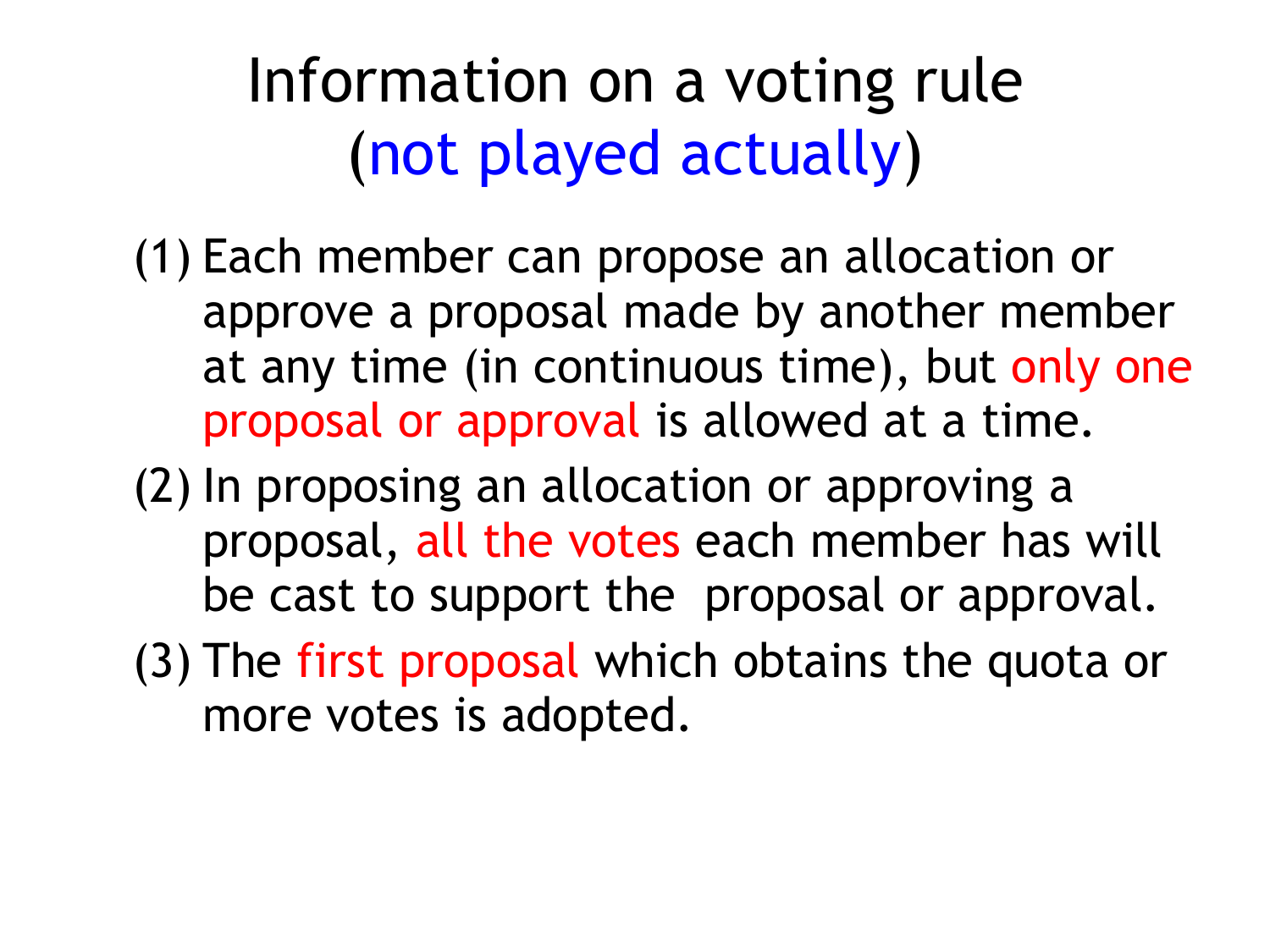# Information on a voting rule (not played actually)

(1) Each member can propose an allocation or approve a proposal made by another member at any time (in continuous time), but only one proposal or approval is allowed at a time.

(2) In proposing an allocation or approving a proposal, all the votes each member has will be cast to support the proposal or approval.

(3) The first proposal which obtains the quota or more votes is adopted.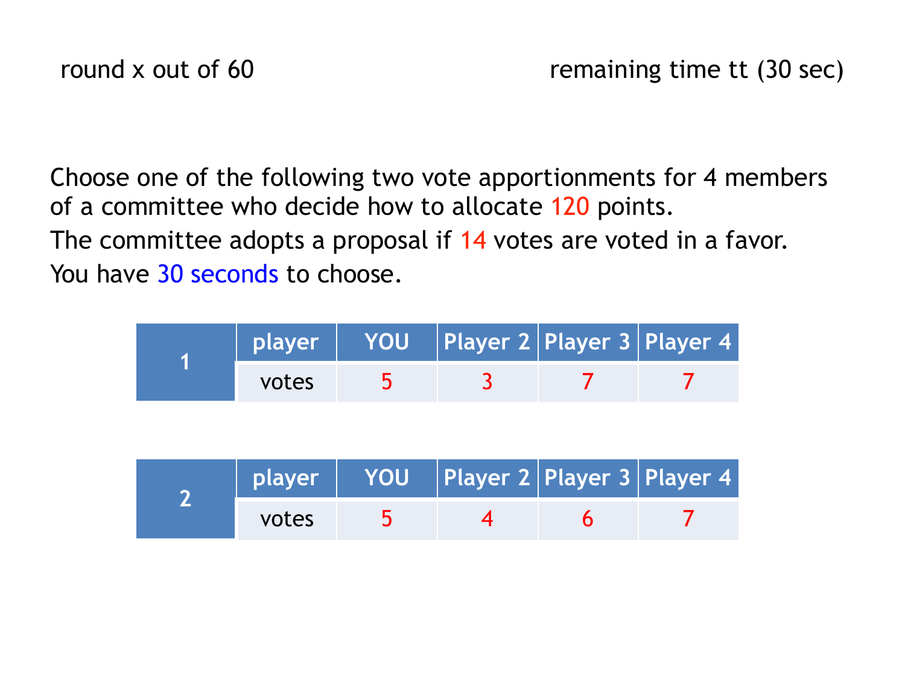round x out of 60 remaining time tt (30 sec)

Choose one of the following two vote apportionments for 4 members of a committee who decide how to allocate 120 points.

The committee adopts a proposal if 14 votes are voted in a favor.

You have 30 seconds to choose.

| 1 | player | YOU | Player 2 | Player 3 | Player 4 |
|---|---|---|---|---|---|
| | votes | 5 | 3 | 7 | 7 |

| 2 | player | YOU | Player 2 | Player 3 | Player 4 |
|---|---|---|---|---|---|
| | votes | 5 | 4 | 6 | 7 |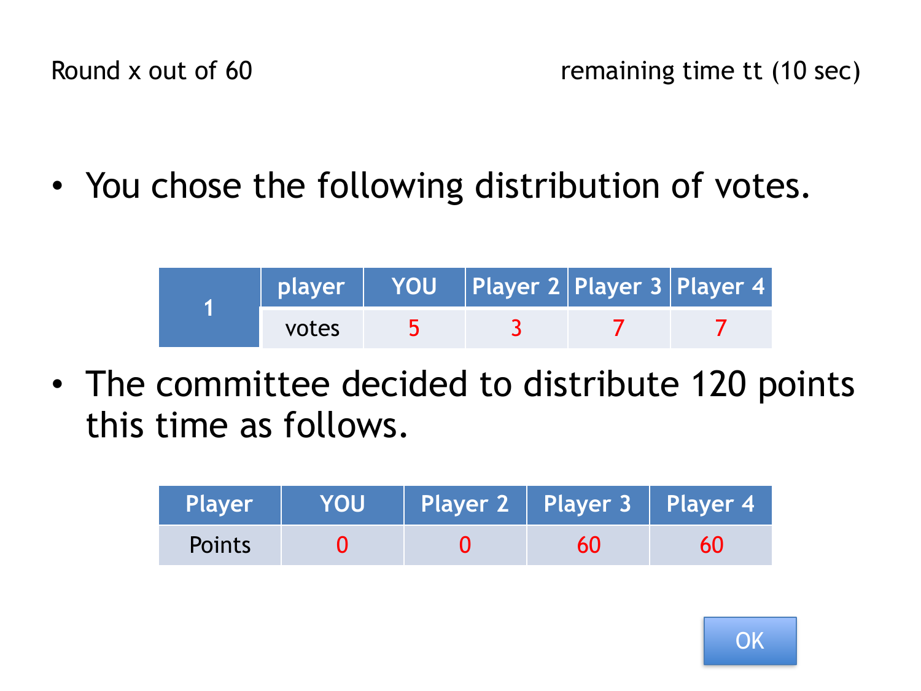Round x out of 60 remaining time tt (10 sec)

- You chose the following distribution of votes.

| 1 | player | YOU | Player 2 | Player 3 | Player 4 |
|---|---|---|---|---|---|
| | votes | 5 | 3 | 7 | 7 |

- The committee decided to distribute 120 points this time as follows.

| Player | YOU | Player 2 | Player 3 | Player 4 |
|---|---|---|---|---|
| Points | 0 | 0 | 60 | 60 |

OK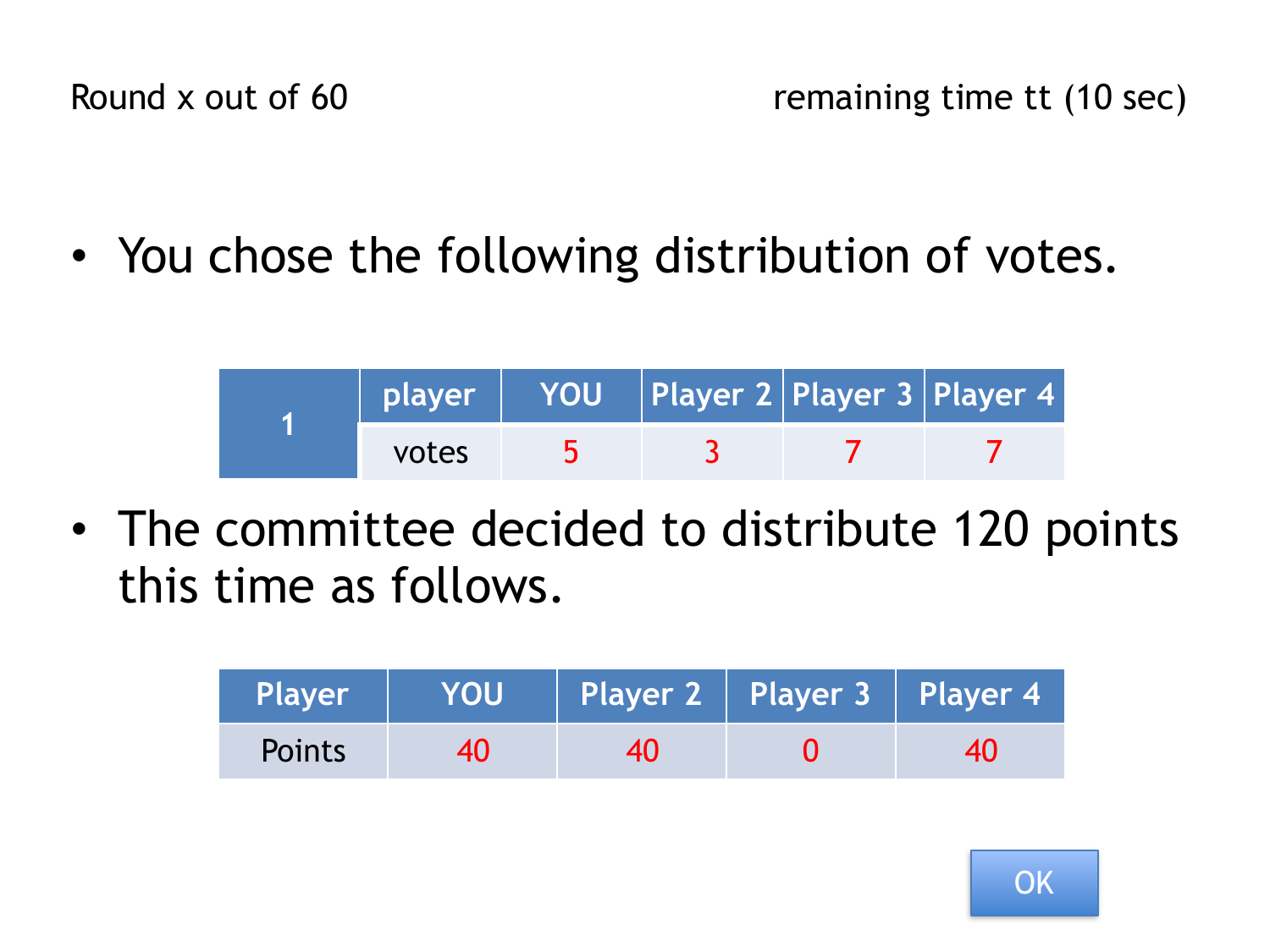Round x out of 60 remaining time tt (10 sec)

- You chose the following distribution of votes.

| 1 | player | YOU | Player 2 | Player 3 | Player 4 |
|---|---|---|---|---|---|
| | votes | 5 | 3 | 7 | 7 |

- The committee decided to distribute 120 points this time as follows.

| Player | YOU | Player 2 | Player 3 | Player 4 |
|---|---|---|---|---|
| Points | 40 | 40 | 0 | 40 |

OK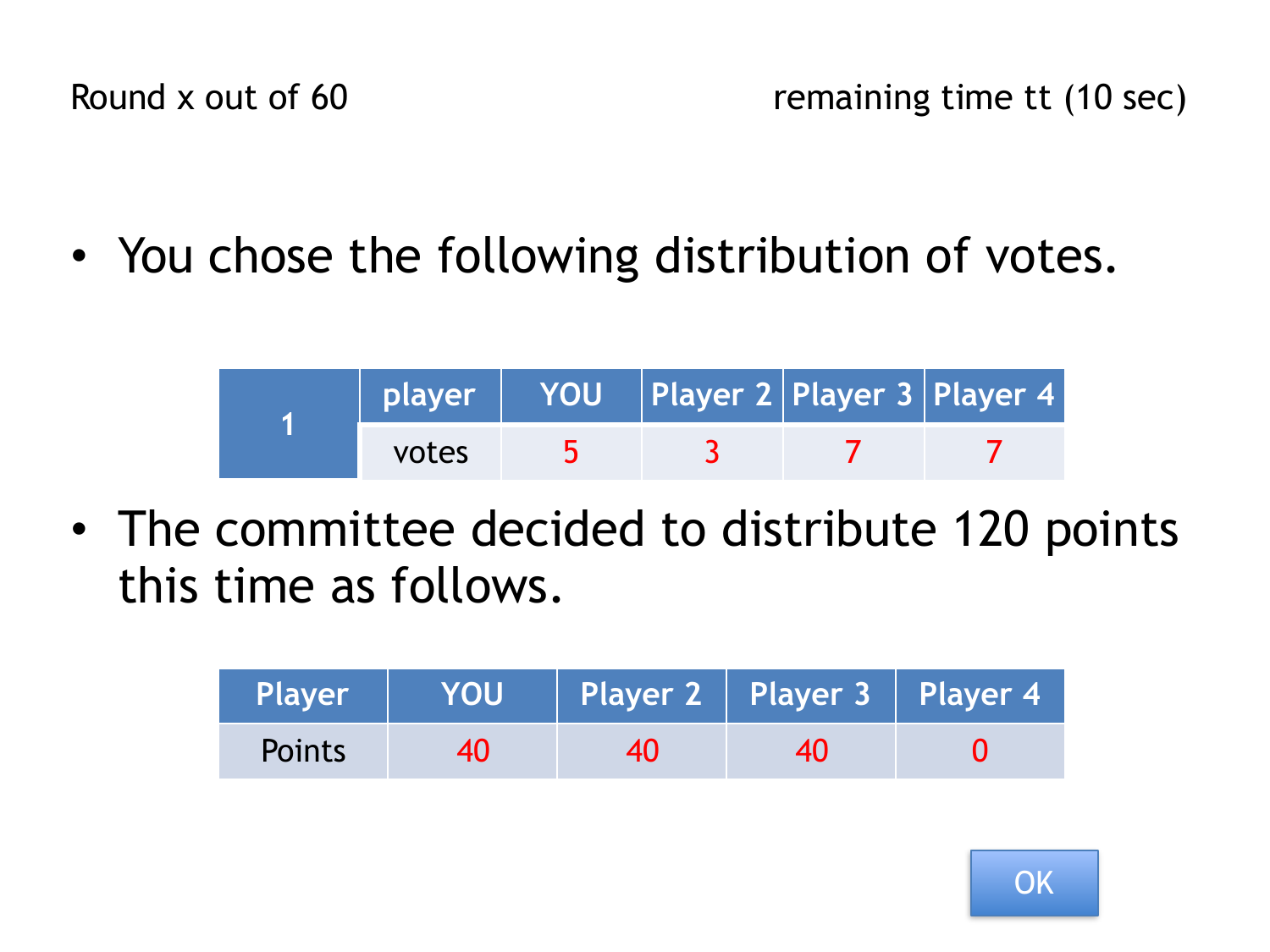Round x out of 60 remaining time tt (10 sec)

- You chose the following distribution of votes.

| 1 | player | YOU | Player 2 | Player 3 | Player 4 |
|---|---|---|---|---|---|
| | votes | 5 | 3 | 7 | 7 |

- The committee decided to distribute 120 points this time as follows.

| Player | YOU | Player 2 | Player 3 | Player 4 |
|---|---|---|---|---|
| Points | 40 | 40 | 40 | 0 |

OK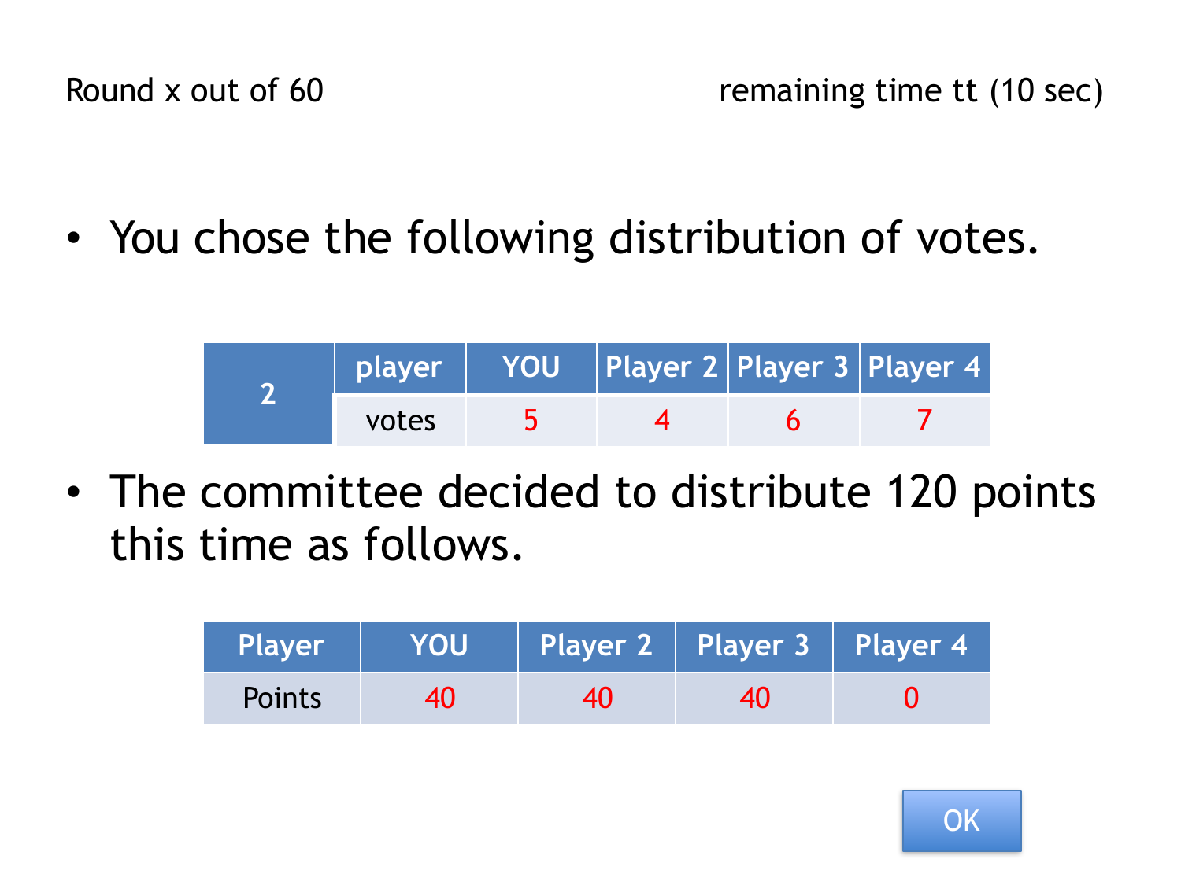Round x out of 60 remaining time tt (10 sec)

- You chose the following distribution of votes.

| 2 | player | YOU | Player 2 | Player 3 | Player 4 |
|---|---|---|---|---|---|
| | votes | 5 | 4 | 6 | 7 |

- The committee decided to distribute 120 points this time as follows.

| Player | YOU | Player 2 | Player 3 | Player 4 |
|---|---|---|---|---|
| Points | 40 | 40 | 40 | 0 |

OK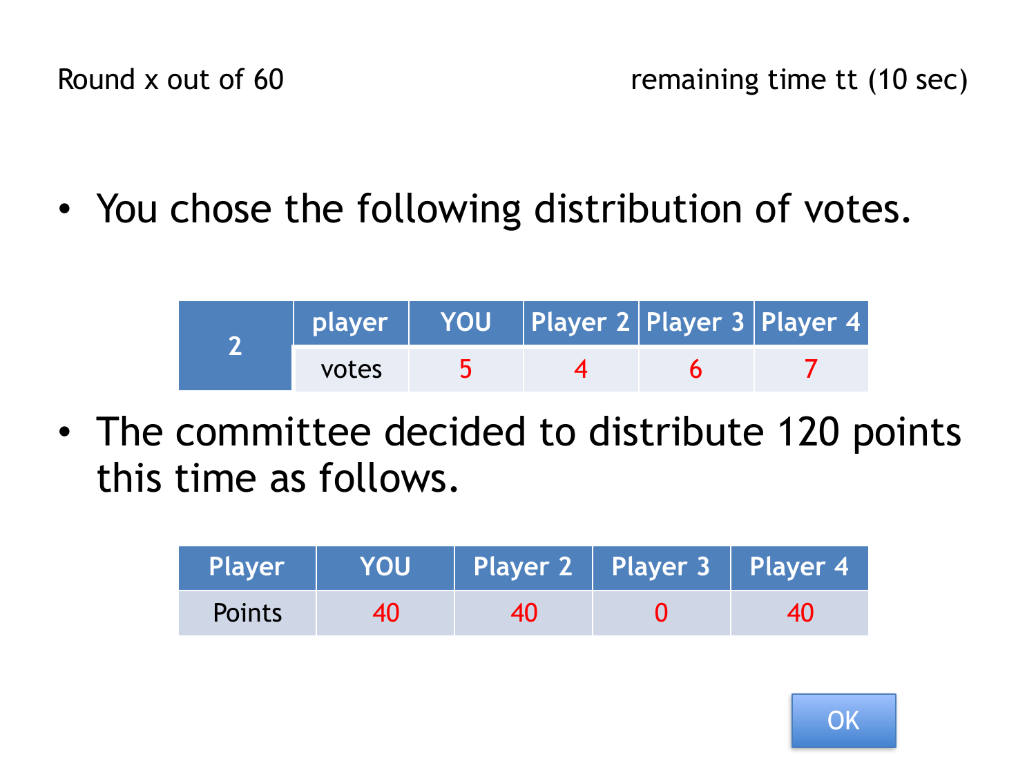Round x out of 60 remaining time tt (10 sec)

- You chose the following distribution of votes.

| 2 | player | YOU | Player 2 | Player 3 | Player 4 |
|---|---|---|---|---|---|
| | votes | 5 | 4 | 6 | 7 |

- The committee decided to distribute 120 points this time as follows.

| Player | YOU | Player 2 | Player 3 | Player 4 |
|---|---|---|---|---|
| Points | 40 | 40 | 0 | 40 |

OK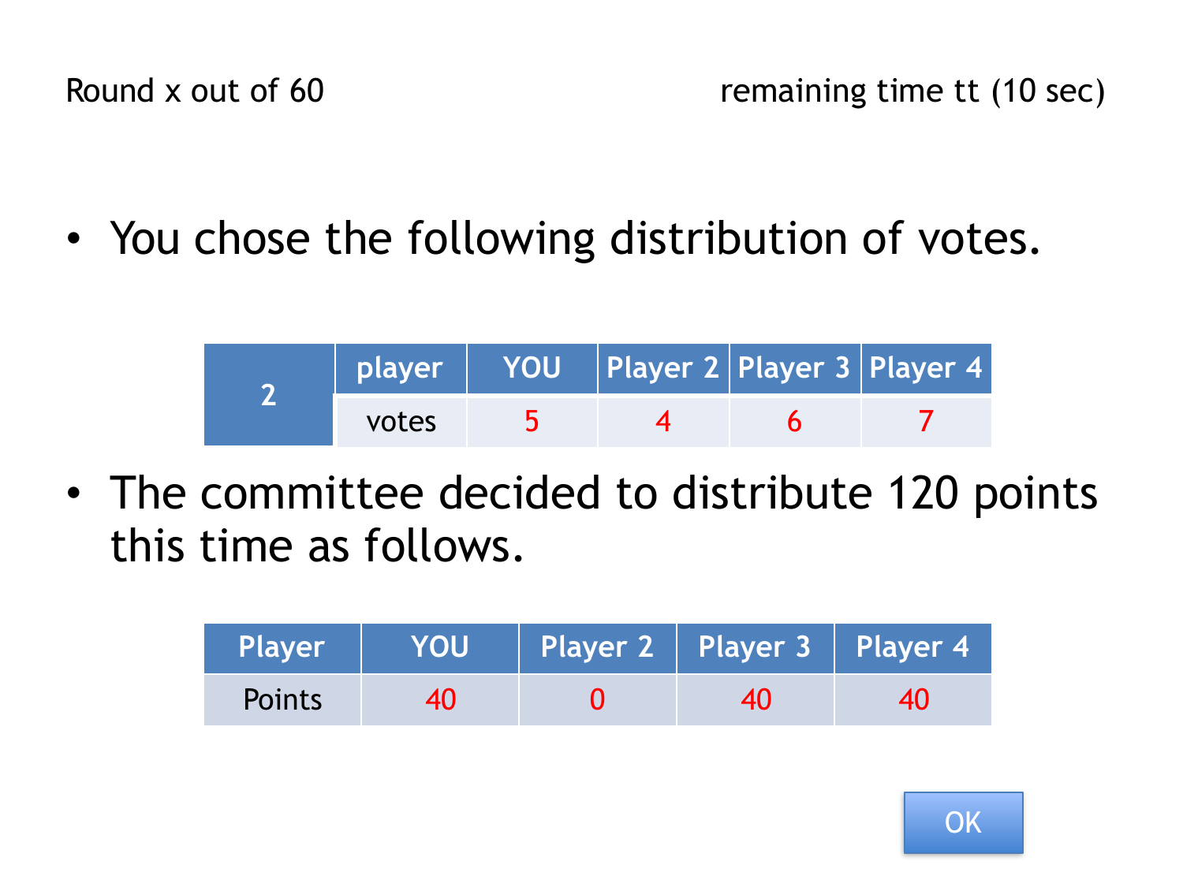Round x out of 60 remaining time tt (10 sec)

- You chose the following distribution of votes.

| 2 | player | YOU | Player 2 | Player 3 | Player 4 |
|---|---|---|---|---|---|
| | votes | 5 | 4 | 6 | 7 |

- The committee decided to distribute 120 points this time as follows.

| Player | YOU | Player 2 | Player 3 | Player 4 |
|---|---|---|---|---|
| Points | 40 | 0 | 40 | 40 |

OK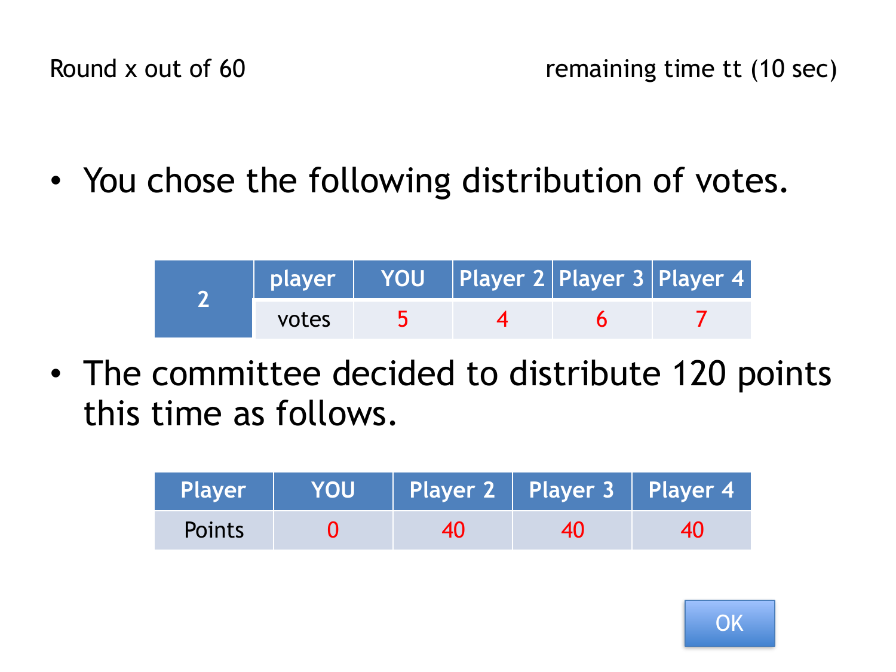Round x out of 60 remaining time tt (10 sec)

- You chose the following distribution of votes.

| 2 | player | YOU | Player 2 | Player 3 | Player 4 |
|---|---|---|---|---|---|
| | votes | 5 | 4 | 6 | 7 |

- The committee decided to distribute 120 points this time as follows.

| Player | YOU | Player 2 | Player 3 | Player 4 |
|---|---|---|---|---|
| Points | 0 | 40 | 40 | 40 |

OK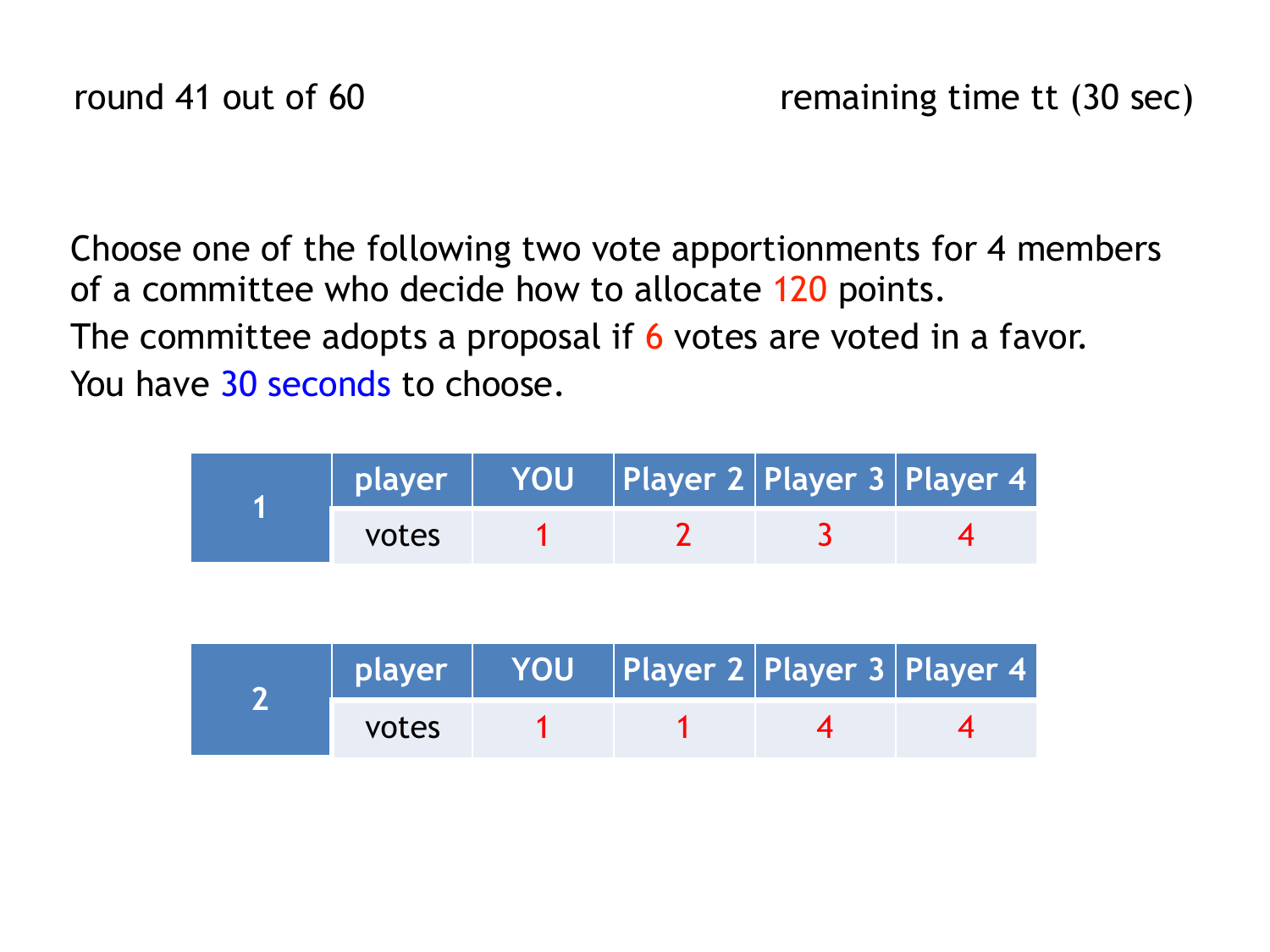round 41 out of 60

remaining time tt (30 sec)

Choose one of the following two vote apportionments for 4 members of a committee who decide how to allocate 120 points.

The committee adopts a proposal if 6 votes are voted in a favor.

You have 30 seconds to choose.

| 1 | player | YOU | Player 2 | Player 3 | Player 4 |
|---|---|---|---|---|---|
| | votes | 1 | 2 | 3 | 4 |

| 2 | player | YOU | Player 2 | Player 3 | Player 4 |
|---|---|---|---|---|---|
| | votes | 1 | 1 | 4 | 4 |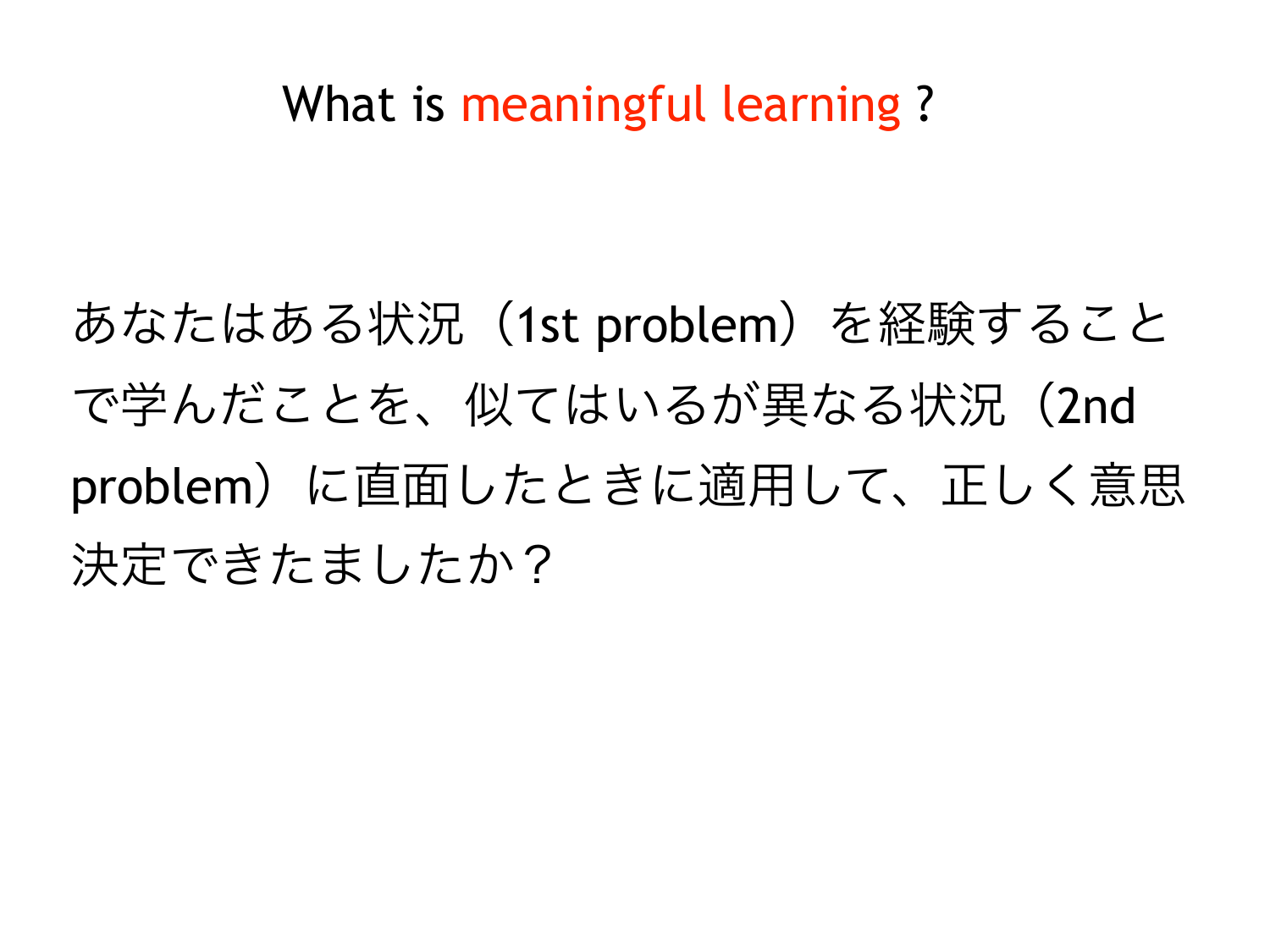# What is meaningful learning ?

あなたはある状況（1st problem）を経験することで学んだことを、似てはいるが異なる状況（2nd problem）に直面したときに適用して、正しく意思決定できたましたか？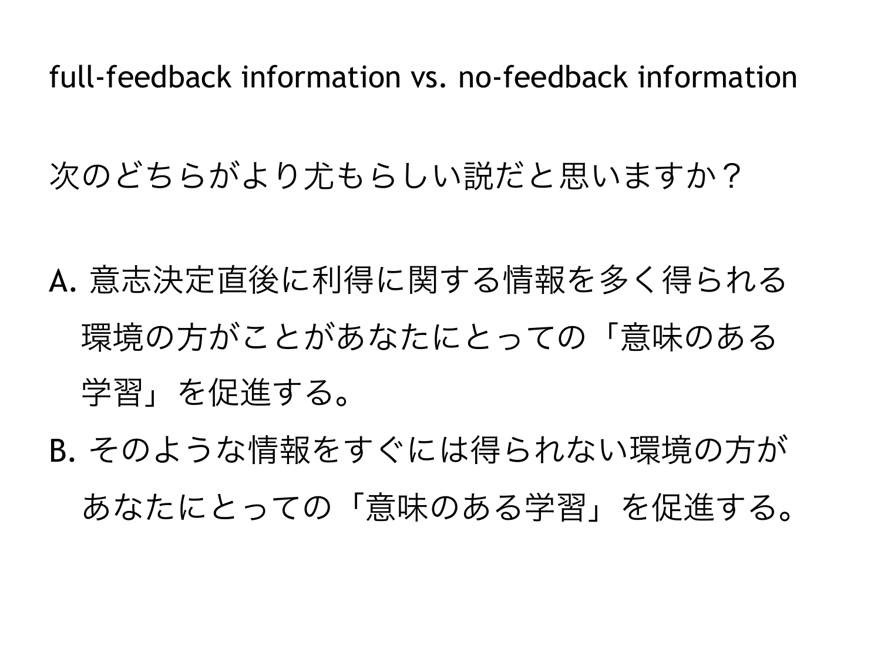full-feedback information vs. no-feedback information

次のどちらがより尤もらしい説だと思いますか？

A. 意志決定直後に利得に関する情報を多く得られる環境の方がことがあなたにとっての「意味のある学習」を促進する。
B. そのような情報をすぐには得られない環境の方があなたにとっての「意味のある学習」を促進する。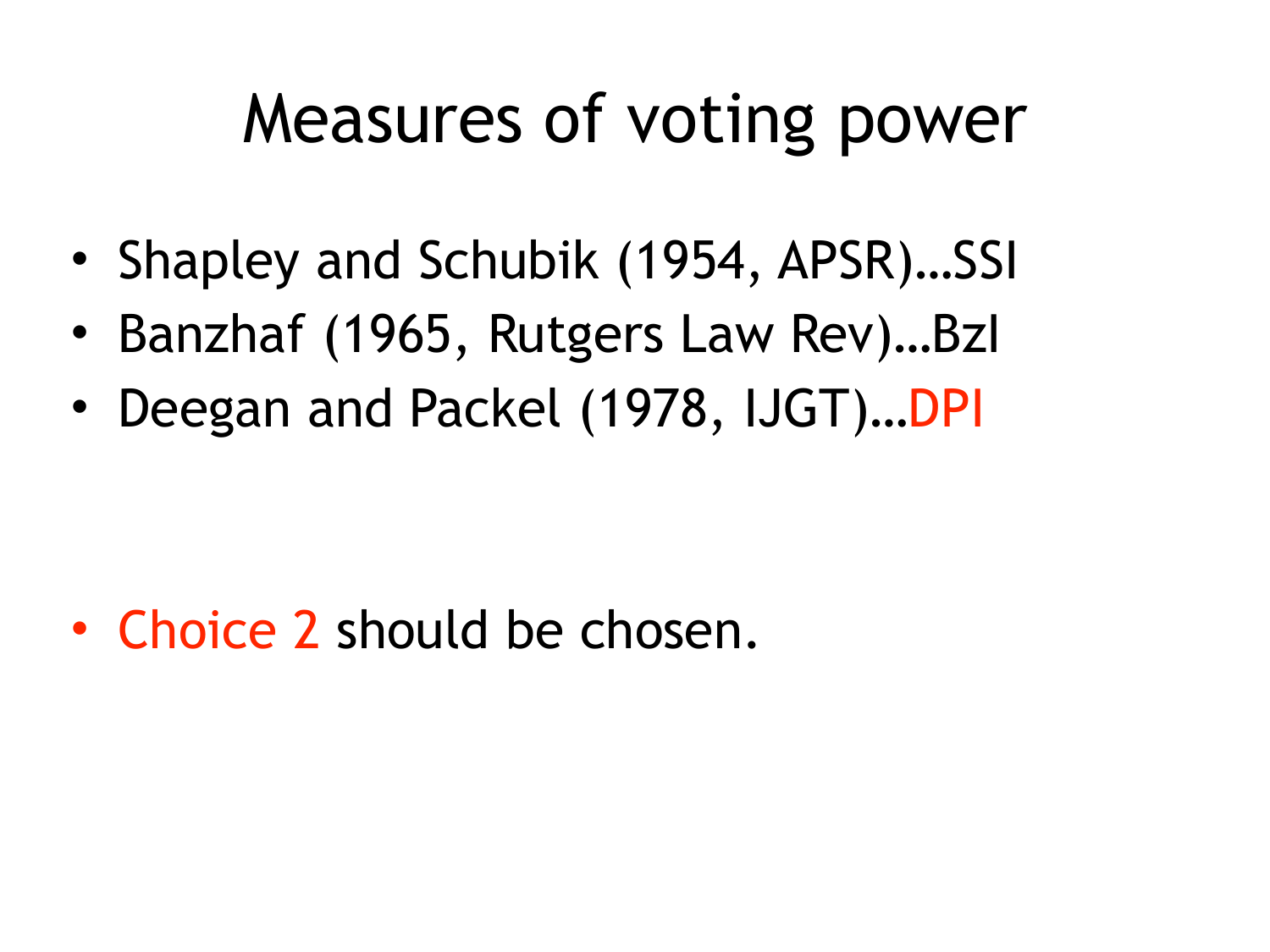# Measures of voting power

- Shapley and Schubik (1954, APSR)…SSI
- Banzhaf (1965, Rutgers Law Rev)…BzI
- Deegan and Packel (1978, IJGT)…DPI

- Choice 2 should be chosen.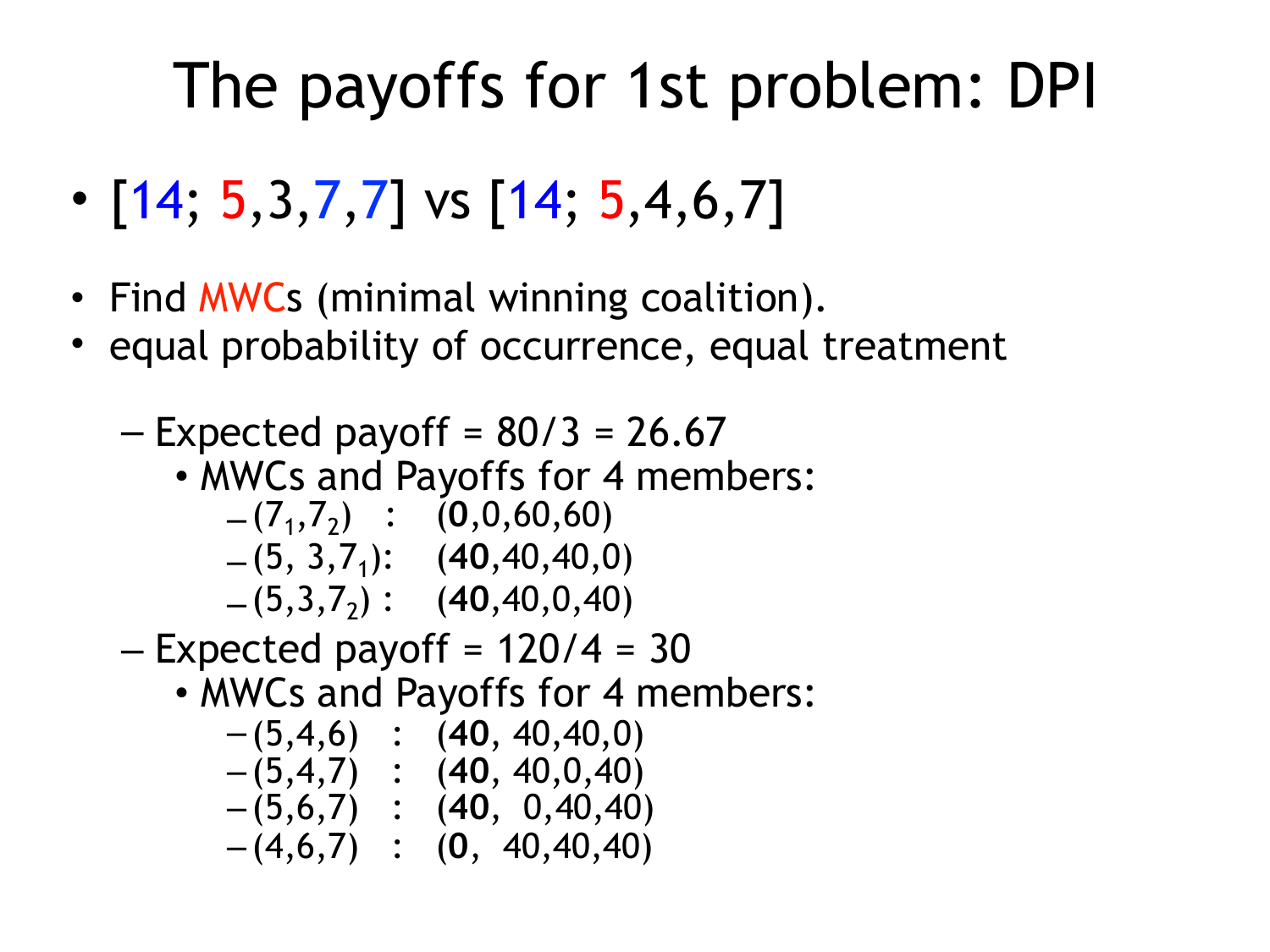# The payoffs for 1st problem: DPI

- [14; 5,3,7,7] vs [14; 5,4,6,7]

- Find MWCs (minimal winning coalition).
- equal probability of occurrence, equal treatment
  - Expected payoff = 80/3 = 26.67
    - MWCs and Payoffs for 4 members:
      - $(7_1,7_2)$ : (**0**,0,60,60)
      - $(5, 3,7_1)$: (**40**,40,40,0)
      - $(5,3,7_2)$ : (**40**,40,0,40)
  - Expected payoff = 120/4 = 30
    - MWCs and Payoffs for 4 members:
      - (5,4,6) : (**40**, 40,40,0)
      - (5,4,7) : (**40**, 40,0,40)
      - (5,6,7) : (**40**, 0,40,40)
      - (4,6,7) : (**0**, 40,40,40)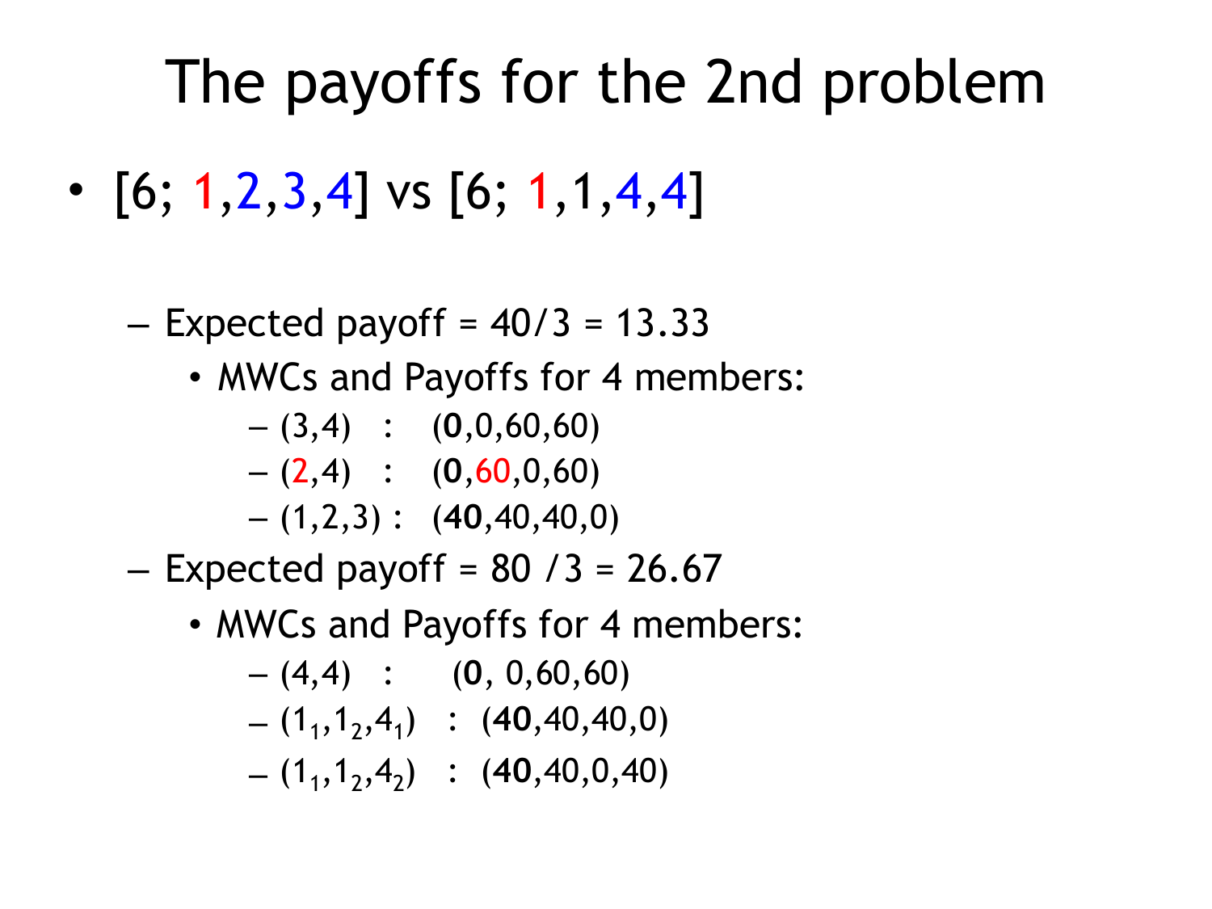# The payoffs for the 2nd problem

- [6; 1,2,3,4] vs [6; 1,1,4,4]
  - Expected payoff = 40/3 = 13.33
    - MWCs and Payoffs for 4 members:
      - (3,4) : (**0**,0,60,60)
      - (2,4) : (**0**,60,0,60)
      - (1,2,3) : (**40**,40,40,0)
  - Expected payoff = 80 /3 = 26.67
    - MWCs and Payoffs for 4 members:
      - (4,4) : (**0**, 0,60,60)
      - ($1_1$,$1_2$,$4_1$) : (**40**,40,40,0)
      - ($1_1$,$1_2$,$4_2$) : (**40**,40,0,40)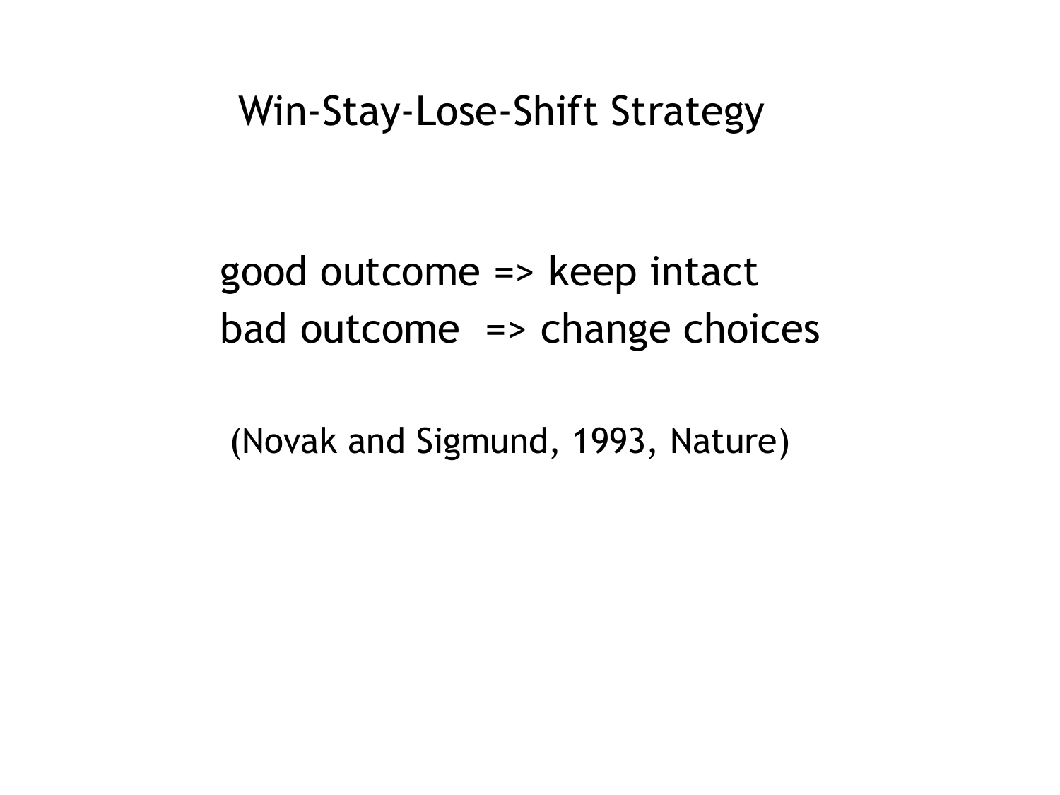# Win-Stay-Lose-Shift Strategy

good outcome => keep intact
bad outcome => change choices

(Novak and Sigmund, 1993, Nature)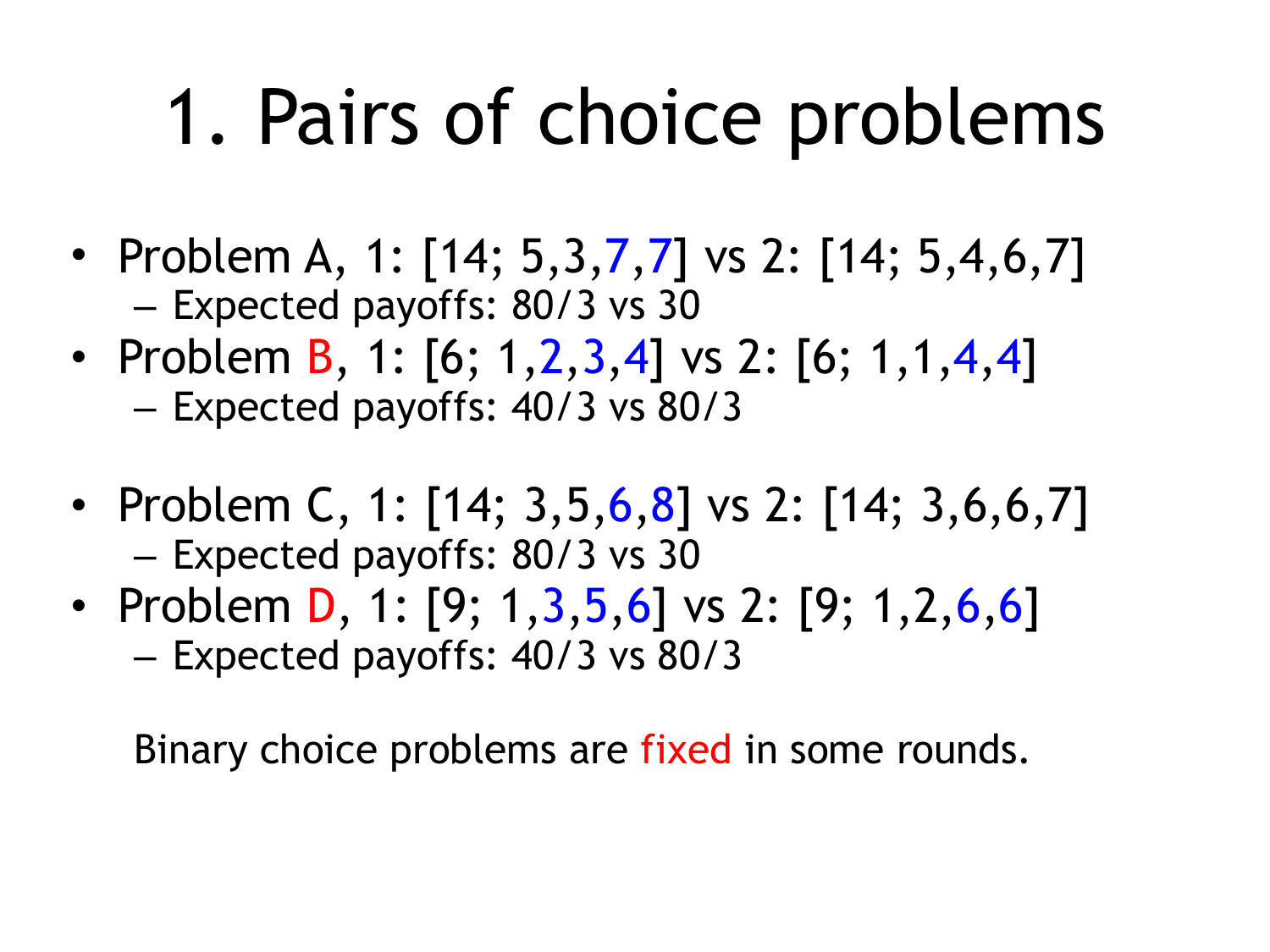# 1. Pairs of choice problems

- Problem A, 1: [14; 5,3,7,7] vs 2: [14; 5,4,6,7]
  - Expected payoffs: 80/3 vs 30
- Problem B, 1: [6; 1,2,3,4] vs 2: [6; 1,1,4,4]
  - Expected payoffs: 40/3 vs 80/3

- Problem C, 1: [14; 3,5,6,8] vs 2: [14; 3,6,6,7]
  - Expected payoffs: 80/3 vs 30
- Problem D, 1: [9; 1,3,5,6] vs 2: [9; 1,2,6,6]
  - Expected payoffs: 40/3 vs 80/3

Binary choice problems are fixed in some rounds.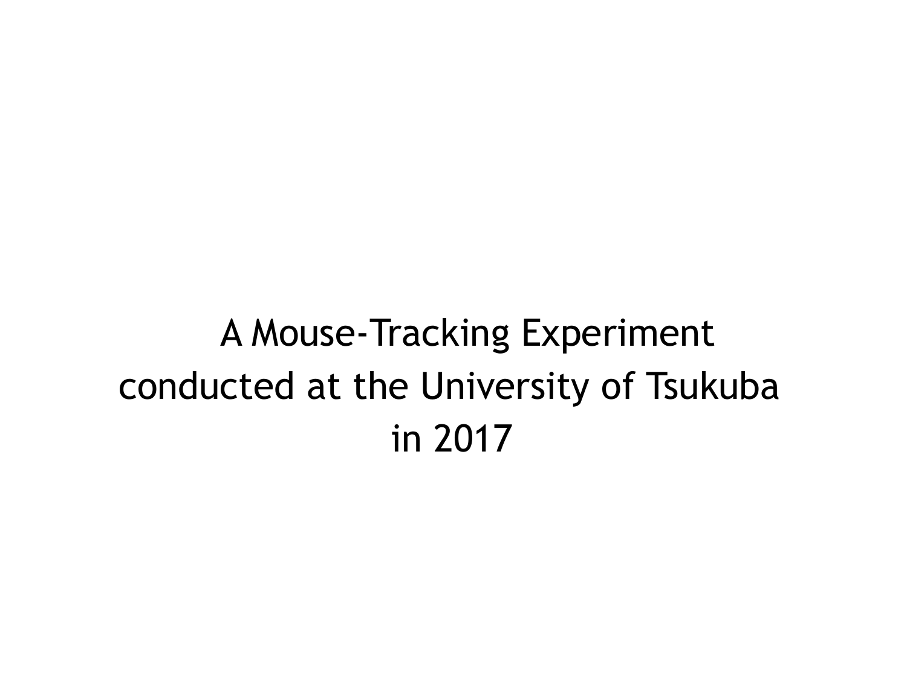A Mouse-Tracking Experiment
conducted at the University of Tsukuba
in 2017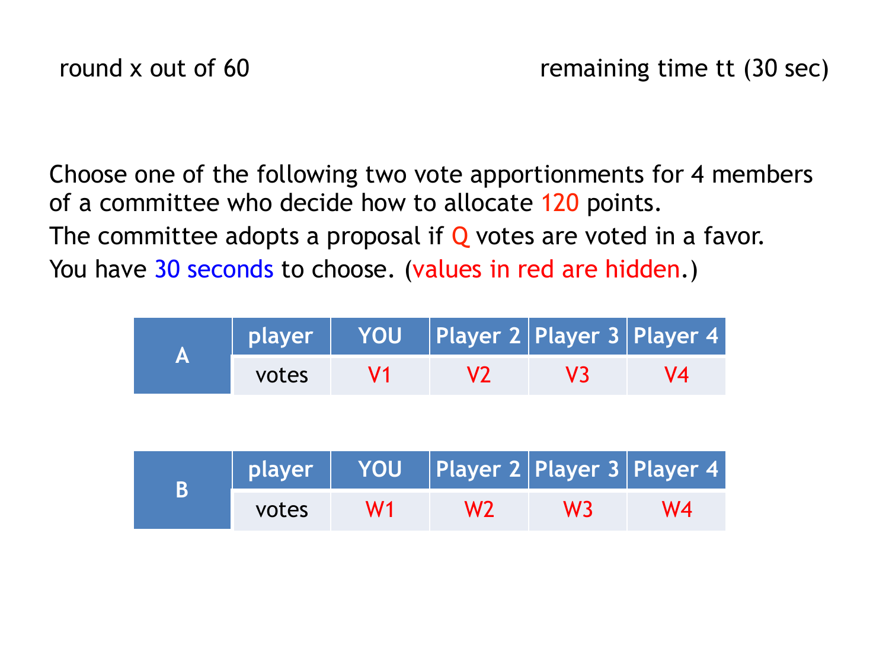round x out of 60 remaining time tt (30 sec)

Choose one of the following two vote apportionments for 4 members of a committee who decide how to allocate 120 points.

The committee adopts a proposal if Q votes are voted in a favor.

You have 30 seconds to choose. (values in red are hidden.)

| A | player | YOU | Player 2 | Player 3 | Player 4 |
|---|---|---|---|---|---|
| | votes | V1 | V2 | V3 | V4 |

| B | player | YOU | Player 2 | Player 3 | Player 4 |
|---|---|---|---|---|---|
| | votes | W1 | W2 | W3 | W4 |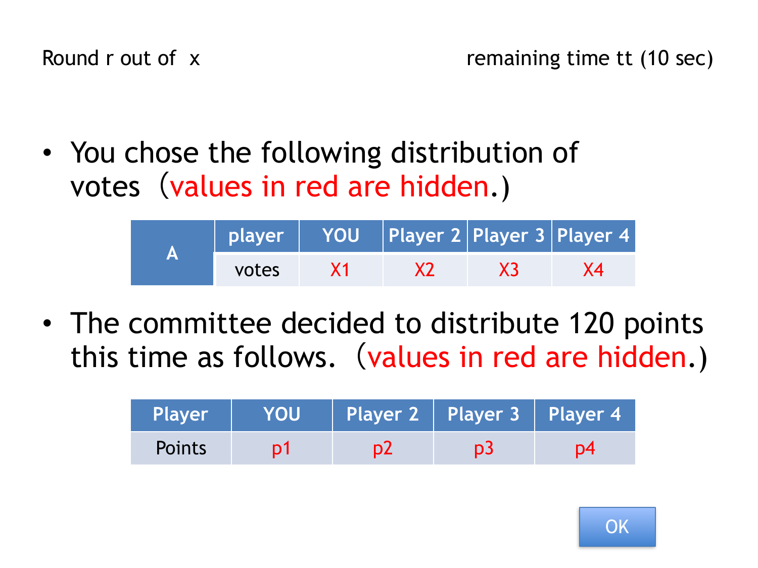Round r out of x

remaining time tt (10 sec)

- You chose the following distribution of votes (values in red are hidden.)

| A | player | YOU | Player 2 | Player 3 | Player 4 |
|---|---|---|---|---|---|
| | votes | X1 | X2 | X3 | X4 |

- The committee decided to distribute 120 points this time as follows. (values in red are hidden.)

| Player | YOU | Player 2 | Player 3 | Player 4 |
|---|---|---|---|---|
| Points | p1 | p2 | p3 | p4 |

OK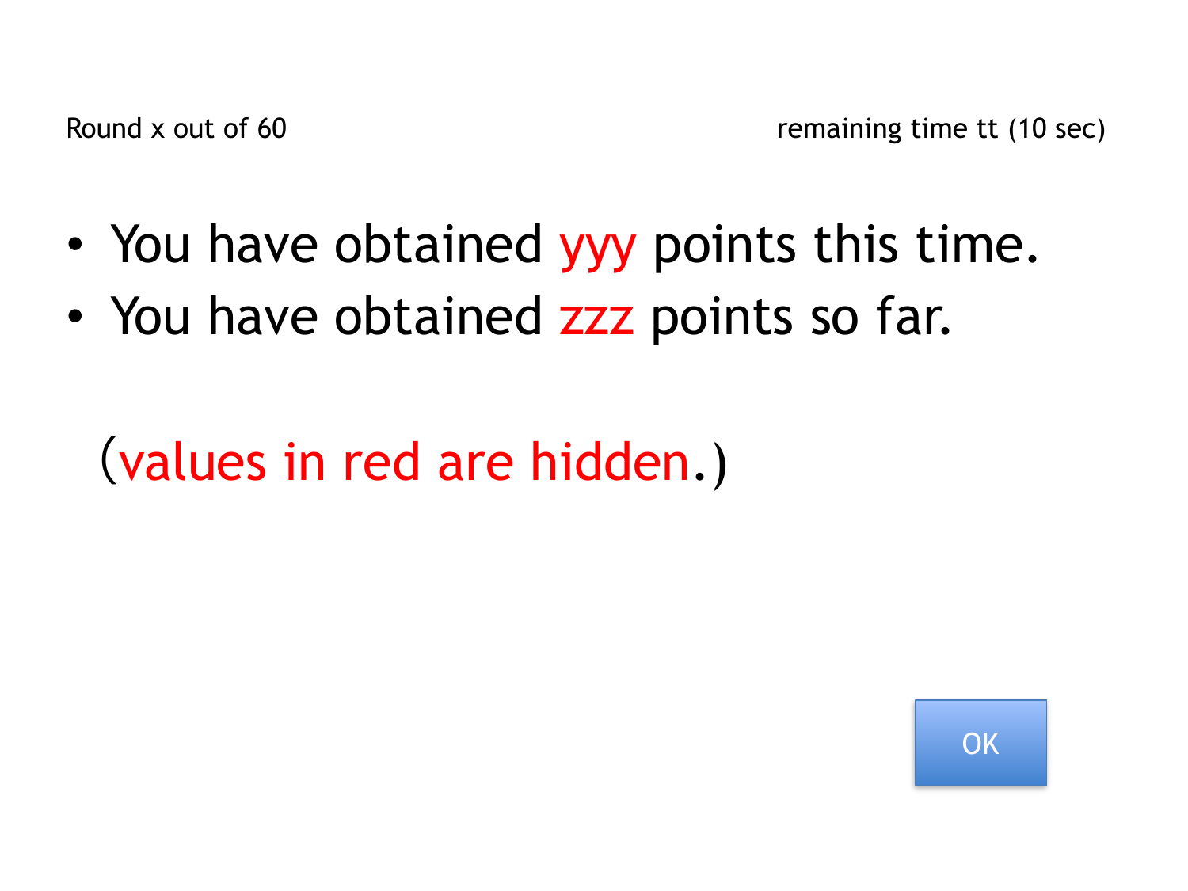Round x out of 60 remaining time tt (10 sec)

- You have obtained yyy points this time.
- You have obtained zzz points so far.

(values in red are hidden.)

OK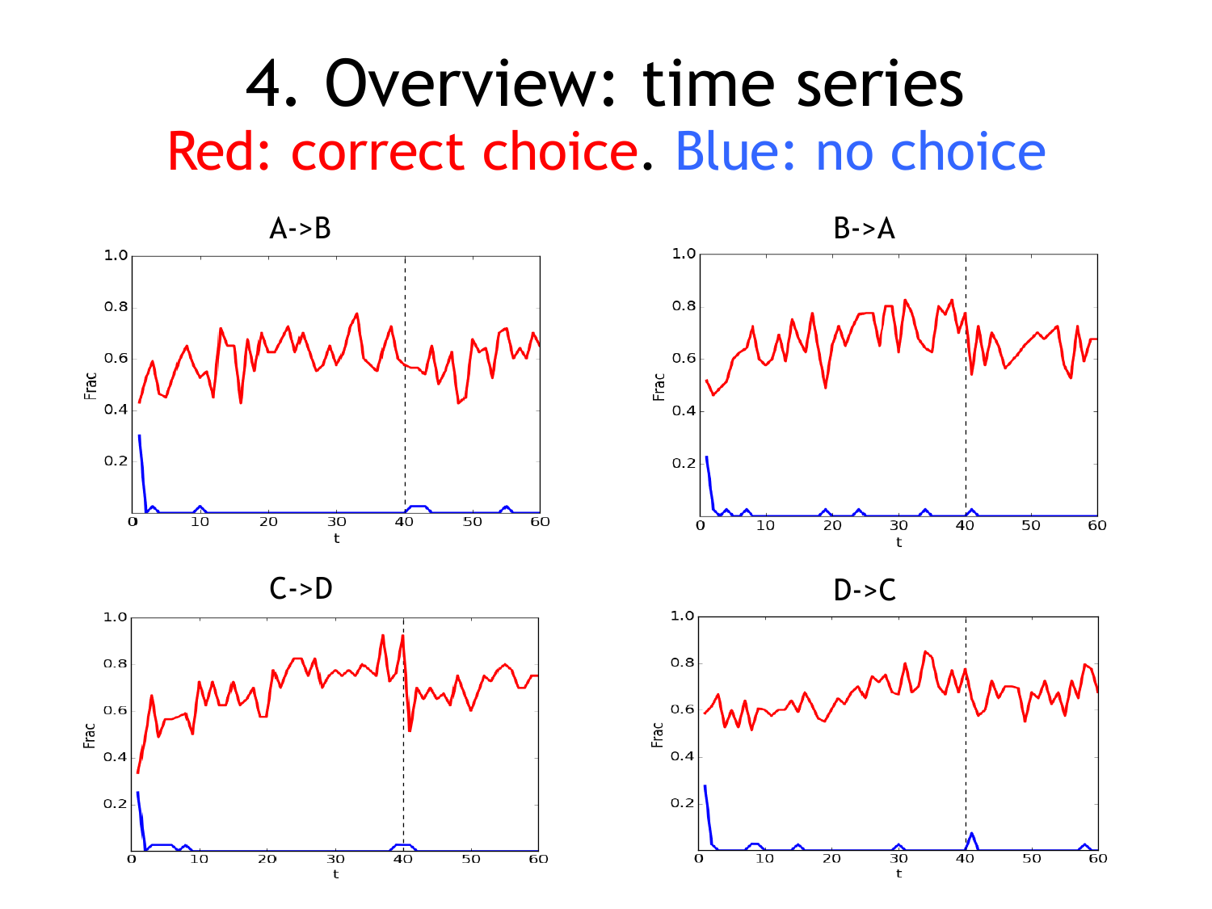# 4. Overview: time series

## Red: correct choice. Blue: no choice

A->B

B->A

C->D

D->C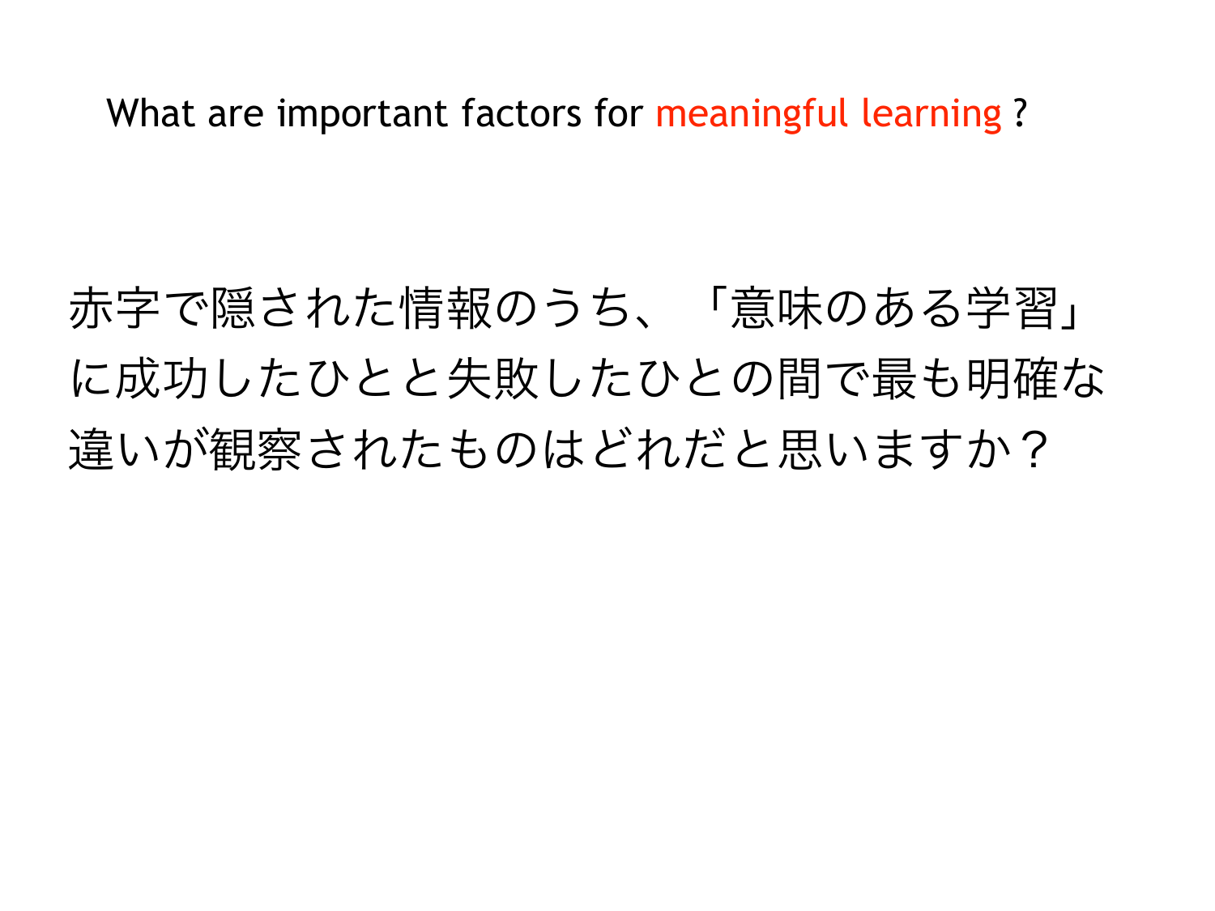What are important factors for meaningful learning ?

赤字で隠された情報のうち、「意味のある学習」に成功したひとと失敗したひとの間で最も明確な違いが観察されたものはどれだと思いますか？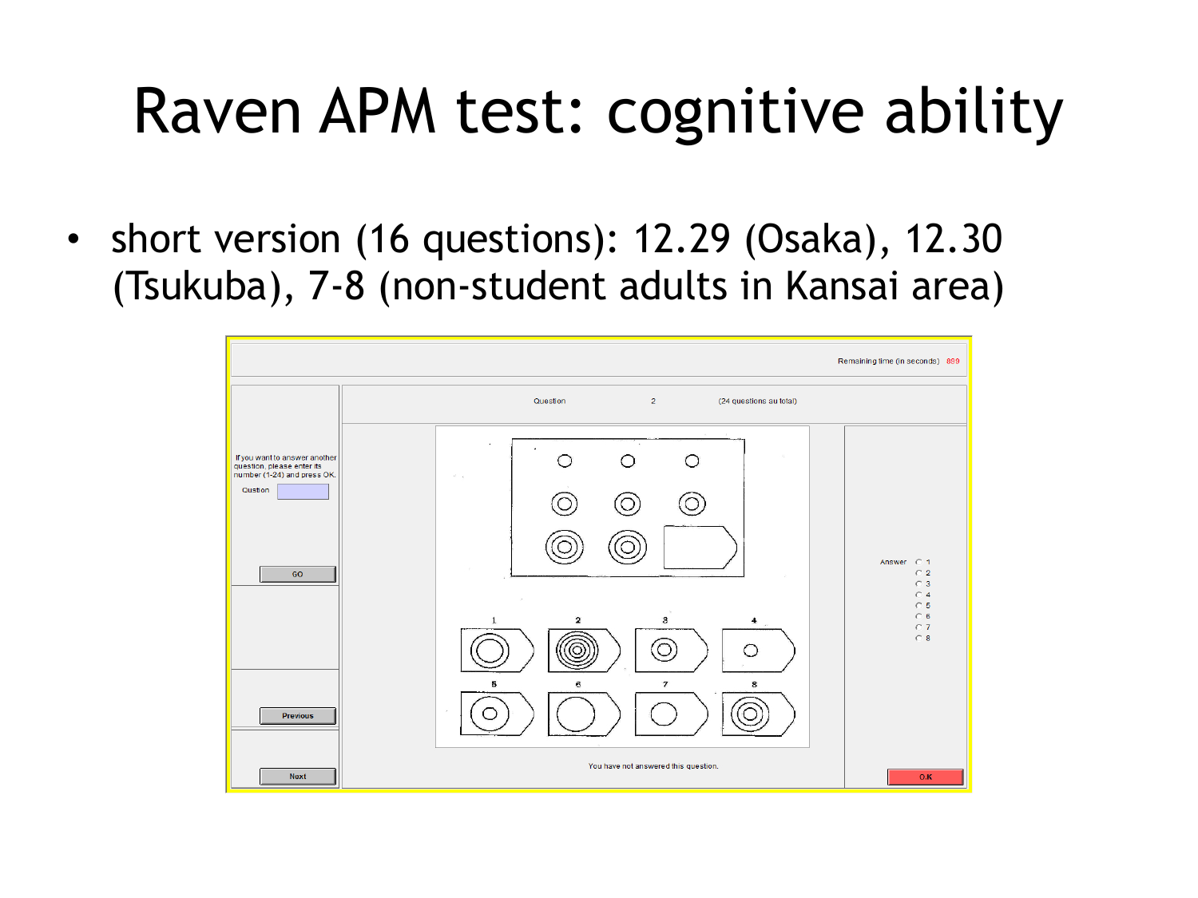# Raven APM test: cognitive ability

- short version (16 questions): 12.29 (Osaka), 12.30 (Tsukuba), 7-8 (non-student adults in Kansai area)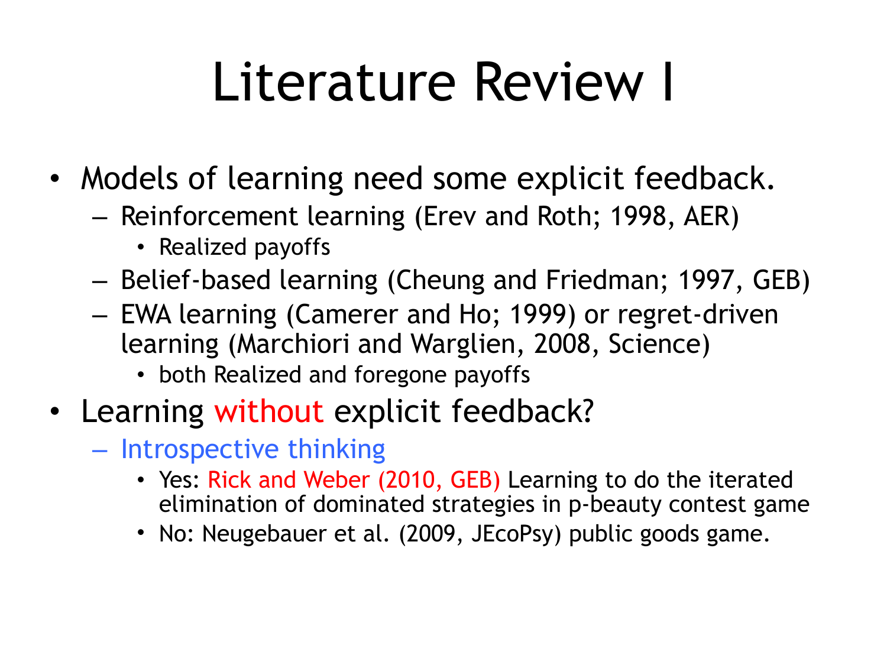# Literature Review I

- Models of learning need some explicit feedback.
  - Reinforcement learning (Erev and Roth; 1998, AER)
    - Realized payoffs
  - Belief-based learning (Cheung and Friedman; 1997, GEB)
  - EWA learning (Camerer and Ho; 1999) or regret-driven learning (Marchiori and Warglien, 2008, Science)
    - both Realized and foregone payoffs
- Learning without explicit feedback?
  - Introspective thinking
    - Yes: Rick and Weber (2010, GEB) Learning to do the iterated elimination of dominated strategies in p-beauty contest game
    - No: Neugebauer et al. (2009, JEcoPsy) public goods game.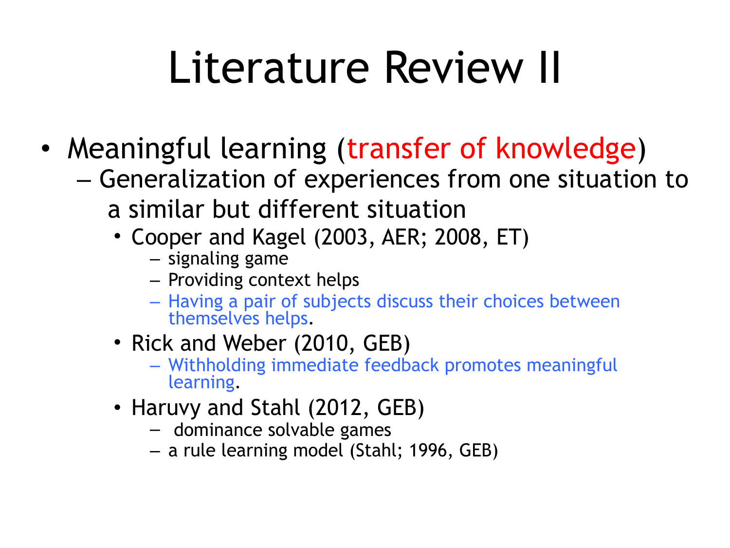# Literature Review II

- Meaningful learning (transfer of knowledge)
  - Generalization of experiences from one situation to a similar but different situation
    - Cooper and Kagel (2003, AER; 2008, ET)
      - signaling game
      - Providing context helps
      - Having a pair of subjects discuss their choices between themselves helps.
    - Rick and Weber (2010, GEB)
      - Withholding immediate feedback promotes meaningful learning.
    - Haruvy and Stahl (2012, GEB)
      - dominance solvable games
      - a rule learning model (Stahl; 1996, GEB)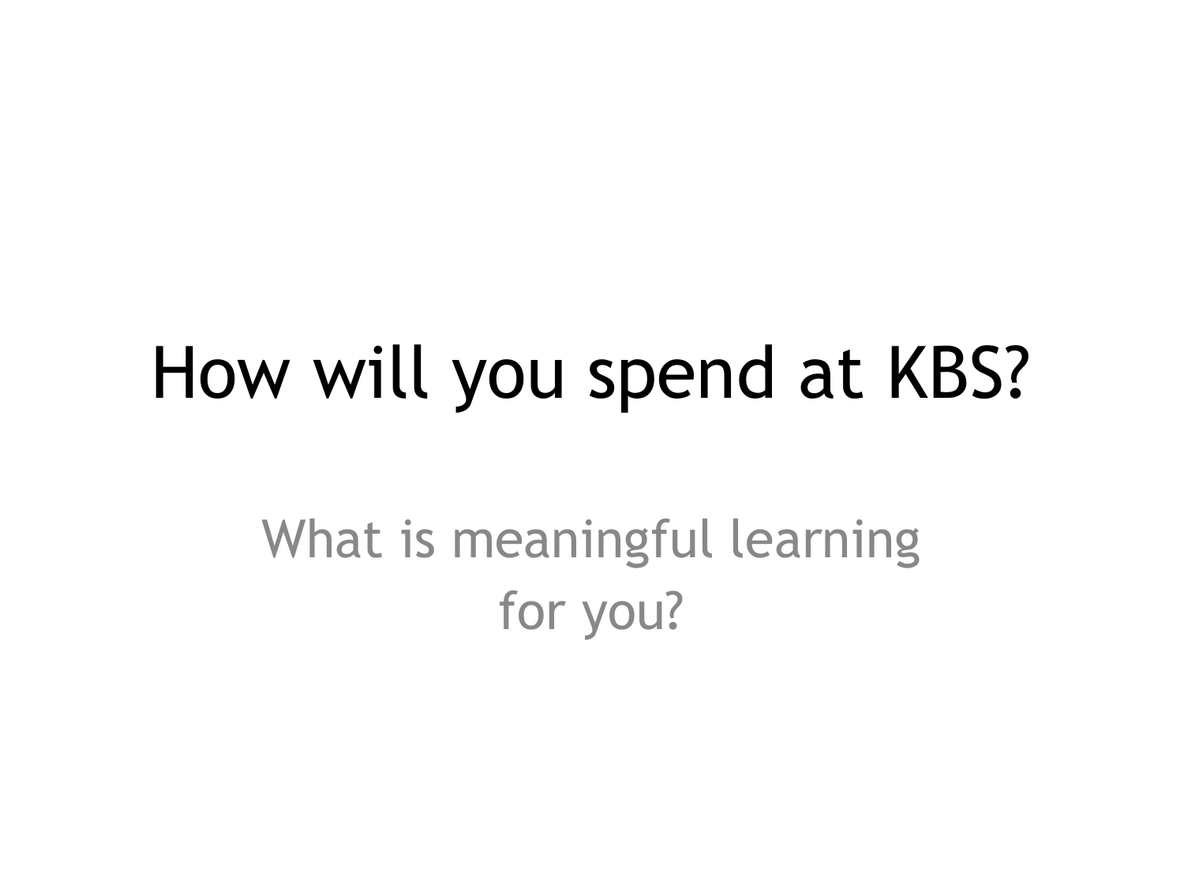# How will you spend at KBS?

What is meaningful learning for you?